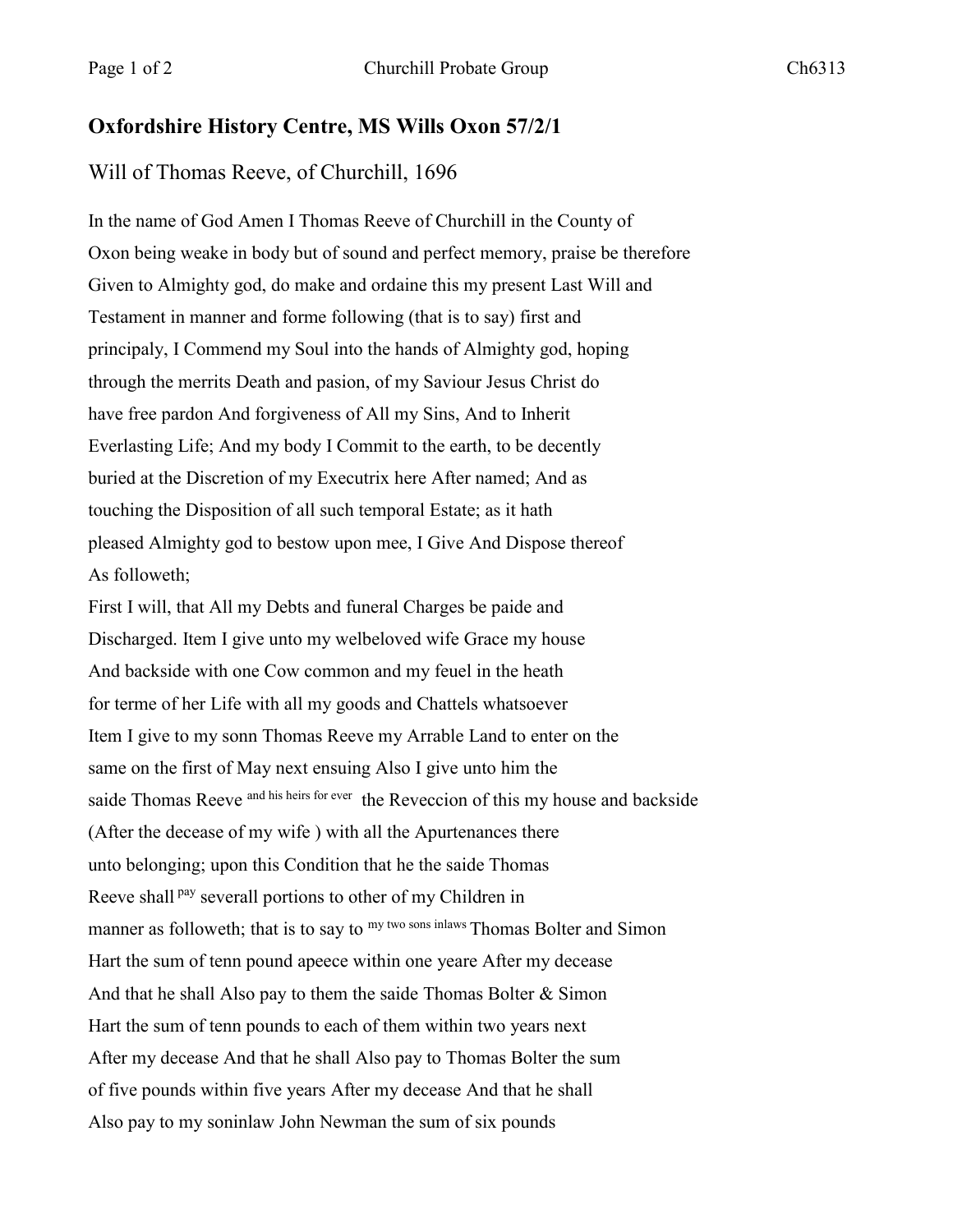# Oxfordshire History Centre, MS Wills Oxon 57/2/1

## Will of Thomas Reeve, of Churchill, 1696

In the name of God Amen I Thomas Reeve of Churchill in the County of Oxon being weake in body but of sound and perfect memory, praise be therefore Given to Almighty god, do make and ordaine this my present Last Will and Testament in manner and forme following (that is to say) first and principaly, I Commend my Soul into the hands of Almighty god, hoping through the merrits Death and pasion, of my Saviour Jesus Christ do have free pardon And forgiveness of All my Sins, And to Inherit Everlasting Life; And my body I Commit to the earth, to be decently buried at the Discretion of my Executrix here After named; And as touching the Disposition of all such temporal Estate; as it hath pleased Almighty god to bestow upon mee, I Give And Dispose thereof As followeth;

First I will, that All my Debts and funeral Charges be paide and Discharged. Item I give unto my welbeloved wife Grace my house And backside with one Cow common and my feuel in the heath for terme of her Life with all my goods and Chattels whatsoever Item I give to my sonn Thomas Reeve my Arrable Land to enter on the same on the first of May next ensuing Also I give unto him the saide Thomas Reeve [and his heirs for ever] the Reveccion of this my house and backside (After the decease of my wife ) with all the Apurtenances there unto belonging; upon this Condition that he the saide Thomas Reeve shall [pay] severall portions to other of my Children in manner as followeth; that is to say to [my two sons inlaws] Thomas Bolter and Simon Hart the sum of tenn pound apeece within one yeare After my decease And that he shall Also pay to them the saide Thomas Bolter & Simon Hart the sum of tenn pounds to each of them within two years next After my decease And that he shall Also pay to Thomas Bolter the sum of five pounds within five years After my decease And that he shall Also pay to my soninlaw John Newman the sum of six pounds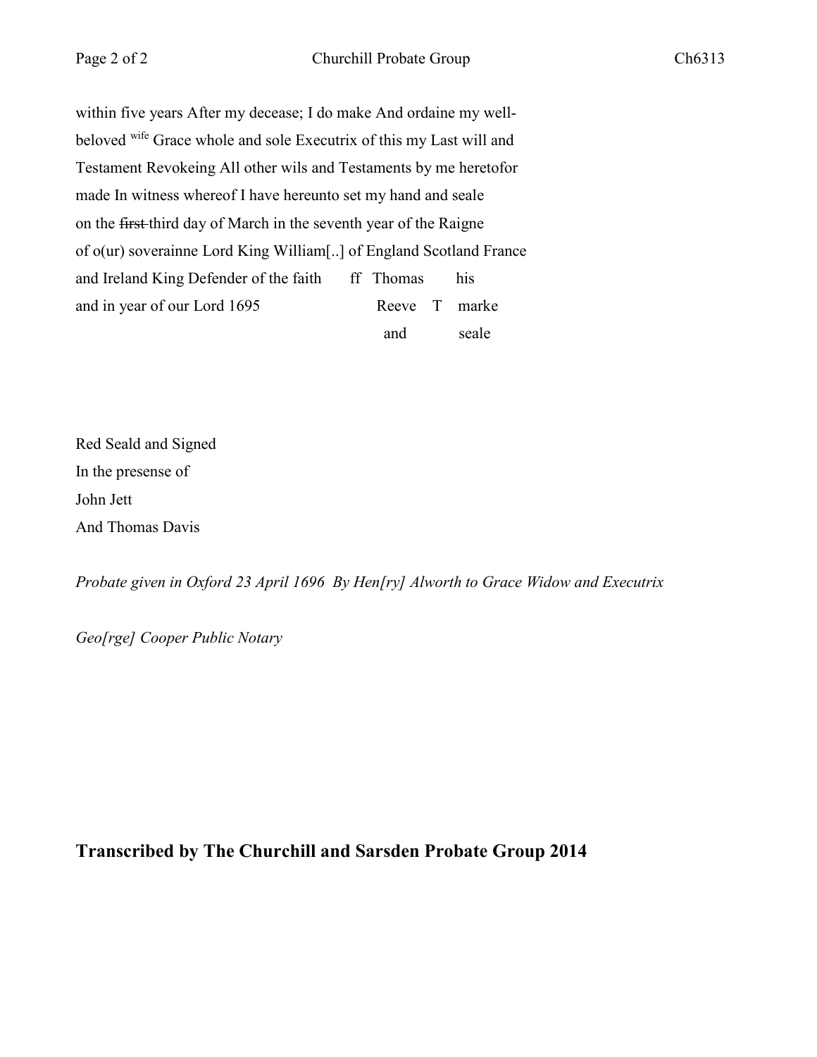within five years After my decease; I do make And ordaine my well-beloved wife Grace whole and sole Executrix of this my Last will and Testament Revokeing All other wils and Testaments by me heretofor made In witness whereof I have hereunto set my hand and seale on the ~~first~~ third day of March in the seventh year of the Raigne of o(ur) soverainne Lord King William[..] of England Scotland France and Ireland King Defender of the faith and in year of our Lord 1695

ff Thomas Reeve and &nbsp;&nbsp; T &nbsp;&nbsp; his marke seale

Red Seald and Signed
In the presense of
John Jett
And Thomas Davis

*Probate given in Oxford 23 April 1696 By Hen[ry] Alworth to Grace Widow and Executrix*

*Geo[rge] Cooper Public Notary*

**Transcribed by The Churchill and Sarsden Probate Group 2014**